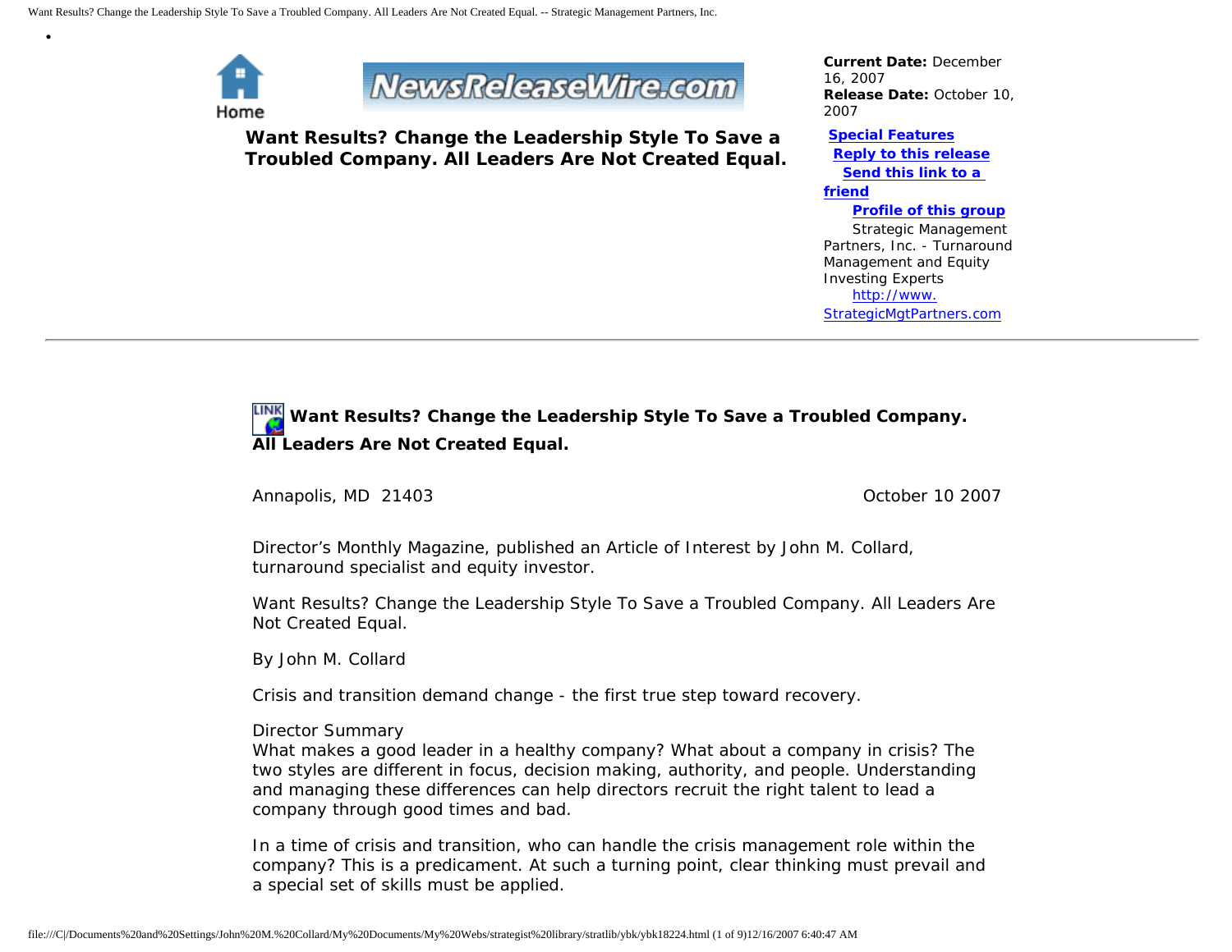Home

NewsReleaseWire.com

**Want Results? Change the Leadership Style To Save a Troubled Company. All Leaders Are Not Created Equal.**

**Current Date:** December 16, 2007
**Release Date:** October 10, 2007

**Special Features**
**Reply to this release**
**Send this link to a friend**
**Profile of this group**

Strategic Management Partners, Inc. - Turnaround Management and Equity Investing Experts
http://www.StrategicMgtPartners.com

---

## Want Results? Change the Leadership Style To Save a Troubled Company. All Leaders Are Not Created Equal.

Annapolis, MD 21403 October 10 2007

Director's Monthly Magazine, published an Article of Interest by John M. Collard, turnaround specialist and equity investor.

Want Results? Change the Leadership Style To Save a Troubled Company. All Leaders Are Not Created Equal.

By John M. Collard

Crisis and transition demand change - the first true step toward recovery.

Director Summary
What makes a good leader in a healthy company? What about a company in crisis? The two styles are different in focus, decision making, authority, and people. Understanding and managing these differences can help directors recruit the right talent to lead a company through good times and bad.

In a time of crisis and transition, who can handle the crisis management role within the company? This is a predicament. At such a turning point, clear thinking must prevail and a special set of skills must be applied.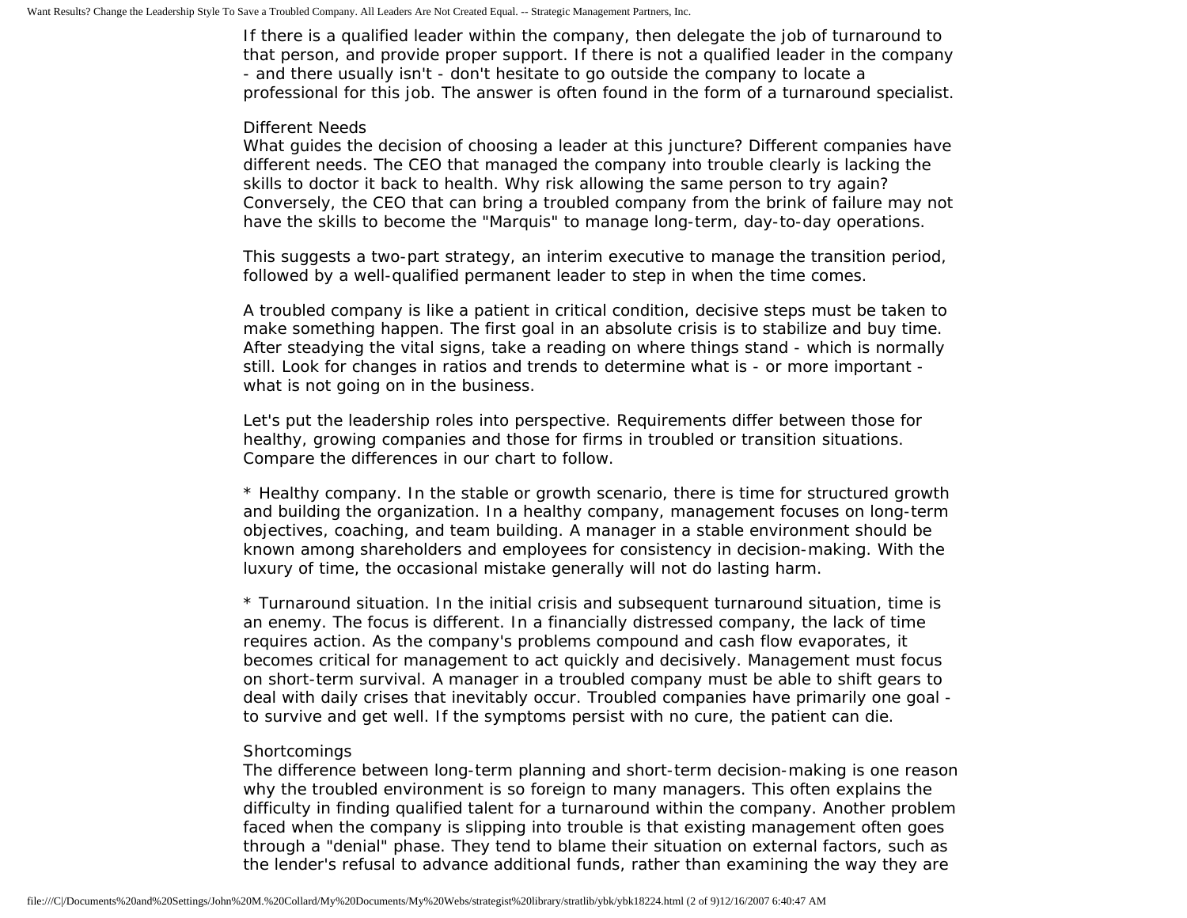If there is a qualified leader within the company, then delegate the job of turnaround to that person, and provide proper support. If there is not a qualified leader in the company - and there usually isn't - don't hesitate to go outside the company to locate a professional for this job. The answer is often found in the form of a turnaround specialist.

### Different Needs

What guides the decision of choosing a leader at this juncture? Different companies have different needs. The CEO that managed the company into trouble clearly is lacking the skills to doctor it back to health. Why risk allowing the same person to try again? Conversely, the CEO that can bring a troubled company from the brink of failure may not have the skills to become the "Marquis" to manage long-term, day-to-day operations.

This suggests a two-part strategy, an interim executive to manage the transition period, followed by a well-qualified permanent leader to step in when the time comes.

A troubled company is like a patient in critical condition, decisive steps must be taken to make something happen. The first goal in an absolute crisis is to stabilize and buy time. After steadying the vital signs, take a reading on where things stand - which is normally still. Look for changes in ratios and trends to determine what is - or more important - what is not going on in the business.

Let's put the leadership roles into perspective. Requirements differ between those for healthy, growing companies and those for firms in troubled or transition situations. Compare the differences in our chart to follow.

* Healthy company. In the stable or growth scenario, there is time for structured growth and building the organization. In a healthy company, management focuses on long-term objectives, coaching, and team building. A manager in a stable environment should be known among shareholders and employees for consistency in decision-making. With the luxury of time, the occasional mistake generally will not do lasting harm.

* Turnaround situation. In the initial crisis and subsequent turnaround situation, time is an enemy. The focus is different. In a financially distressed company, the lack of time requires action. As the company's problems compound and cash flow evaporates, it becomes critical for management to act quickly and decisively. Management must focus on short-term survival. A manager in a troubled company must be able to shift gears to deal with daily crises that inevitably occur. Troubled companies have primarily one goal - to survive and get well. If the symptoms persist with no cure, the patient can die.

### Shortcomings

The difference between long-term planning and short-term decision-making is one reason why the troubled environment is so foreign to many managers. This often explains the difficulty in finding qualified talent for a turnaround within the company. Another problem faced when the company is slipping into trouble is that existing management often goes through a "denial" phase. They tend to blame their situation on external factors, such as the lender's refusal to advance additional funds, rather than examining the way they are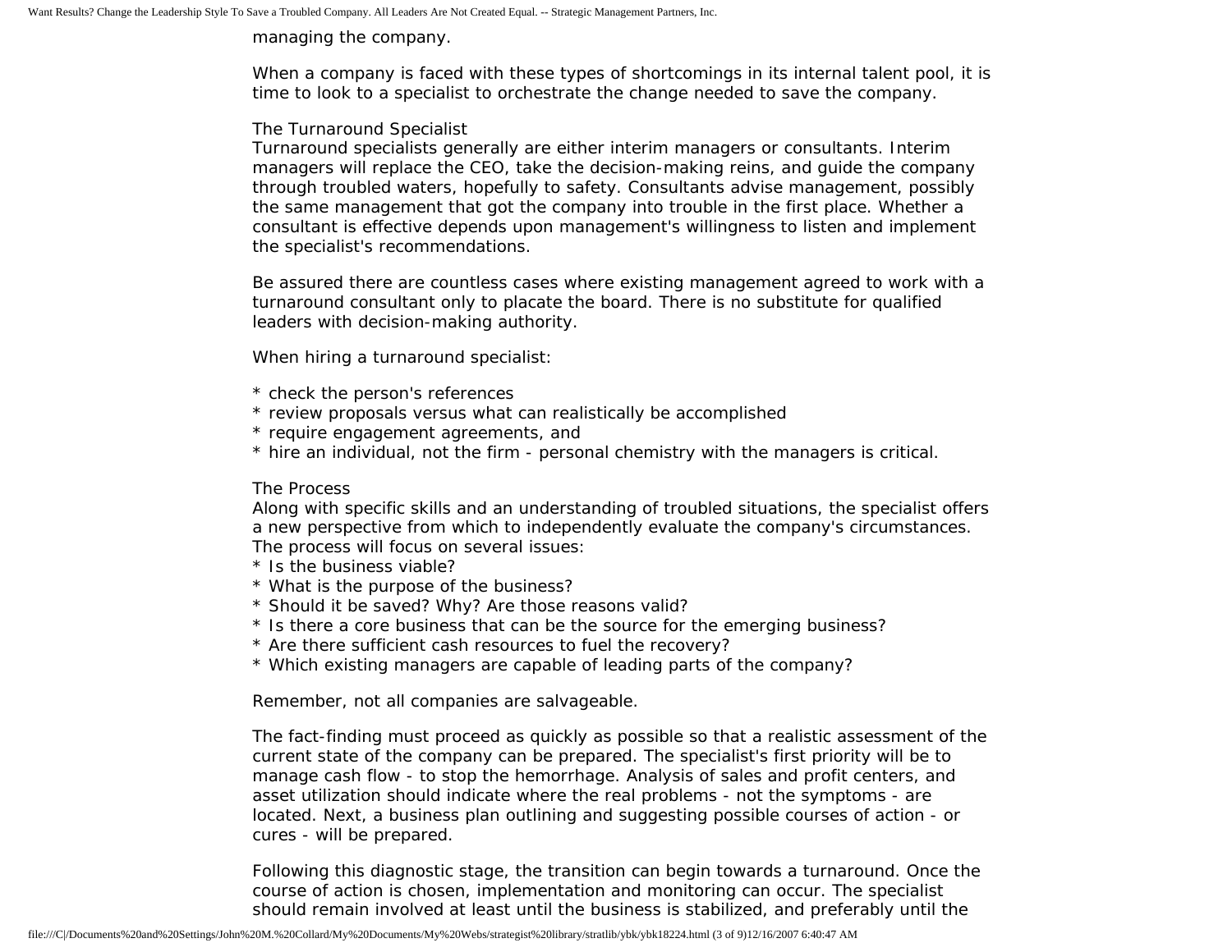managing the company.

When a company is faced with these types of shortcomings in its internal talent pool, it is time to look to a specialist to orchestrate the change needed to save the company.

### The Turnaround Specialist

Turnaround specialists generally are either interim managers or consultants. Interim managers will replace the CEO, take the decision-making reins, and guide the company through troubled waters, hopefully to safety. Consultants advise management, possibly the same management that got the company into trouble in the first place. Whether a consultant is effective depends upon management's willingness to listen and implement the specialist's recommendations.

Be assured there are countless cases where existing management agreed to work with a turnaround consultant only to placate the board. There is no substitute for qualified leaders with decision-making authority.

When hiring a turnaround specialist:

* check the person's references
* review proposals versus what can realistically be accomplished
* require engagement agreements, and
* hire an individual, not the firm - personal chemistry with the managers is critical.

### The Process

Along with specific skills and an understanding of troubled situations, the specialist offers a new perspective from which to independently evaluate the company's circumstances. The process will focus on several issues:

* Is the business viable?
* What is the purpose of the business?
* Should it be saved? Why? Are those reasons valid?
* Is there a core business that can be the source for the emerging business?
* Are there sufficient cash resources to fuel the recovery?
* Which existing managers are capable of leading parts of the company?

Remember, not all companies are salvageable.

The fact-finding must proceed as quickly as possible so that a realistic assessment of the current state of the company can be prepared. The specialist's first priority will be to manage cash flow - to stop the hemorrhage. Analysis of sales and profit centers, and asset utilization should indicate where the real problems - not the symptoms - are located. Next, a business plan outlining and suggesting possible courses of action - or cures - will be prepared.

Following this diagnostic stage, the transition can begin towards a turnaround. Once the course of action is chosen, implementation and monitoring can occur. The specialist should remain involved at least until the business is stabilized, and preferably until the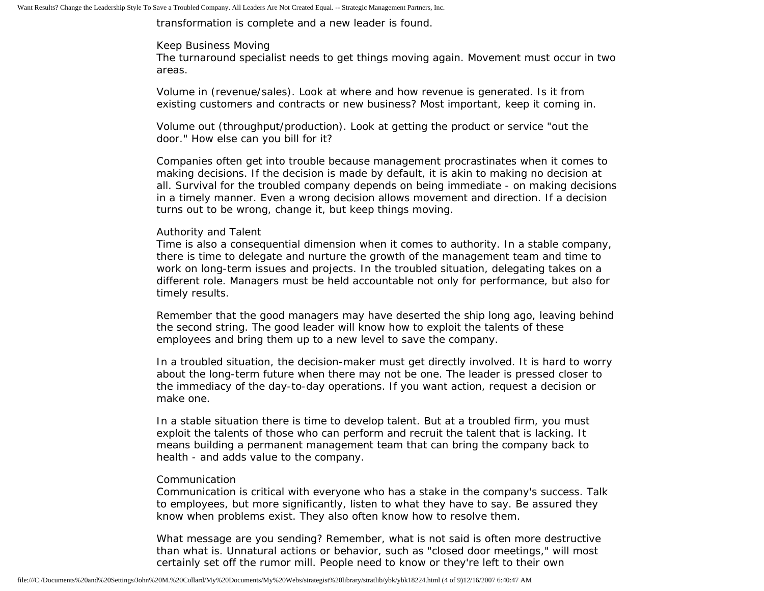transformation is complete and a new leader is found.

## Keep Business Moving

The turnaround specialist needs to get things moving again. Movement must occur in two areas.

Volume in (revenue/sales). Look at where and how revenue is generated. Is it from existing customers and contracts or new business? Most important, keep it coming in.

Volume out (throughput/production). Look at getting the product or service "out the door." How else can you bill for it?

Companies often get into trouble because management procrastinates when it comes to making decisions. If the decision is made by default, it is akin to making no decision at all. Survival for the troubled company depends on being immediate - on making decisions in a timely manner. Even a wrong decision allows movement and direction. If a decision turns out to be wrong, change it, but keep things moving.

## Authority and Talent

Time is also a consequential dimension when it comes to authority. In a stable company, there is time to delegate and nurture the growth of the management team and time to work on long-term issues and projects. In the troubled situation, delegating takes on a different role. Managers must be held accountable not only for performance, but also for timely results.

Remember that the good managers may have deserted the ship long ago, leaving behind the second string. The good leader will know how to exploit the talents of these employees and bring them up to a new level to save the company.

In a troubled situation, the decision-maker must get directly involved. It is hard to worry about the long-term future when there may not be one. The leader is pressed closer to the immediacy of the day-to-day operations. If you want action, request a decision or make one.

In a stable situation there is time to develop talent. But at a troubled firm, you must exploit the talents of those who can perform and recruit the talent that is lacking. It means building a permanent management team that can bring the company back to health - and adds value to the company.

## Communication

Communication is critical with everyone who has a stake in the company's success. Talk to employees, but more significantly, listen to what they have to say. Be assured they know when problems exist. They also often know how to resolve them.

What message are you sending? Remember, what is not said is often more destructive than what is. Unnatural actions or behavior, such as "closed door meetings," will most certainly set off the rumor mill. People need to know or they're left to their own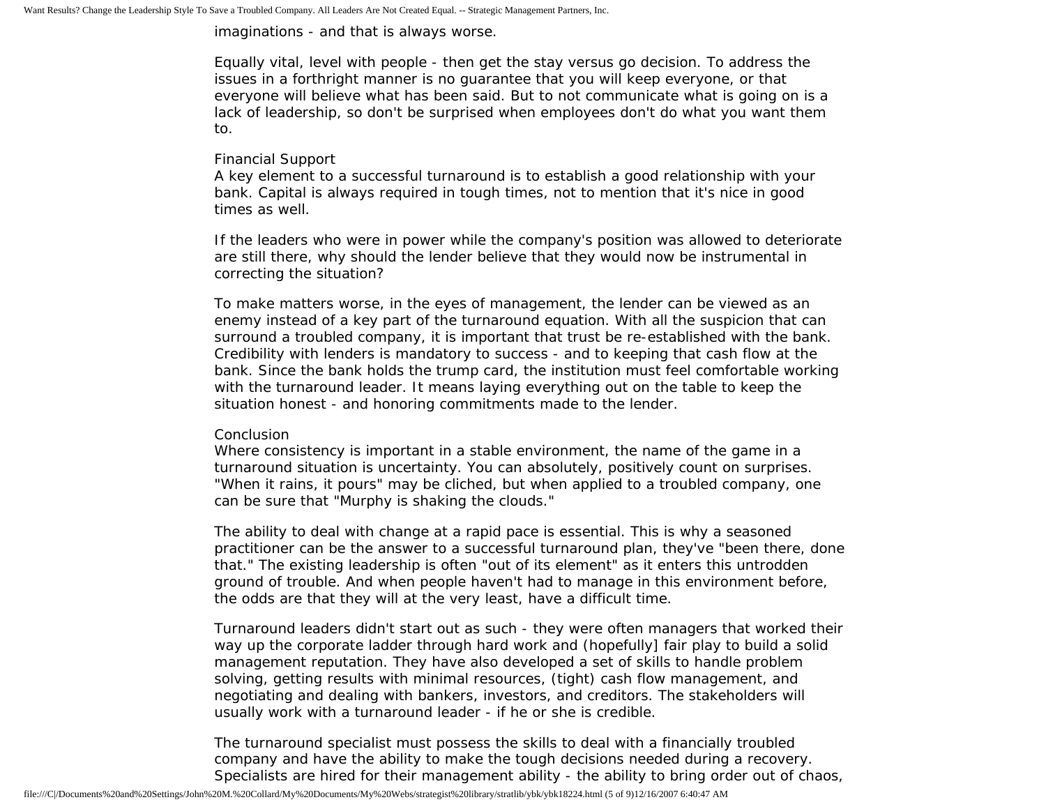imaginations - and that is always worse.

Equally vital, level with people - then get the stay versus go decision. To address the issues in a forthright manner is no guarantee that you will keep everyone, or that everyone will believe what has been said. But to not communicate what is going on is a lack of leadership, so don't be surprised when employees don't do what you want them to.

### Financial Support

A key element to a successful turnaround is to establish a good relationship with your bank. Capital is always required in tough times, not to mention that it's nice in good times as well.

If the leaders who were in power while the company's position was allowed to deteriorate are still there, why should the lender believe that they would now be instrumental in correcting the situation?

To make matters worse, in the eyes of management, the lender can be viewed as an enemy instead of a key part of the turnaround equation. With all the suspicion that can surround a troubled company, it is important that trust be re-established with the bank. Credibility with lenders is mandatory to success - and to keeping that cash flow at the bank. Since the bank holds the trump card, the institution must feel comfortable working with the turnaround leader. It means laying everything out on the table to keep the situation honest - and honoring commitments made to the lender.

### Conclusion

Where consistency is important in a stable environment, the name of the game in a turnaround situation is uncertainty. You can absolutely, positively count on surprises. "When it rains, it pours" may be cliched, but when applied to a troubled company, one can be sure that "Murphy is shaking the clouds."

The ability to deal with change at a rapid pace is essential. This is why a seasoned practitioner can be the answer to a successful turnaround plan, they've "been there, done that." The existing leadership is often "out of its element" as it enters this untrodden ground of trouble. And when people haven't had to manage in this environment before, the odds are that they will at the very least, have a difficult time.

Turnaround leaders didn't start out as such - they were often managers that worked their way up the corporate ladder through hard work and (hopefully] fair play to build a solid management reputation. They have also developed a set of skills to handle problem solving, getting results with minimal resources, (tight) cash flow management, and negotiating and dealing with bankers, investors, and creditors. The stakeholders will usually work with a turnaround leader - if he or she is credible.

The turnaround specialist must possess the skills to deal with a financially troubled company and have the ability to make the tough decisions needed during a recovery. Specialists are hired for their management ability - the ability to bring order out of chaos,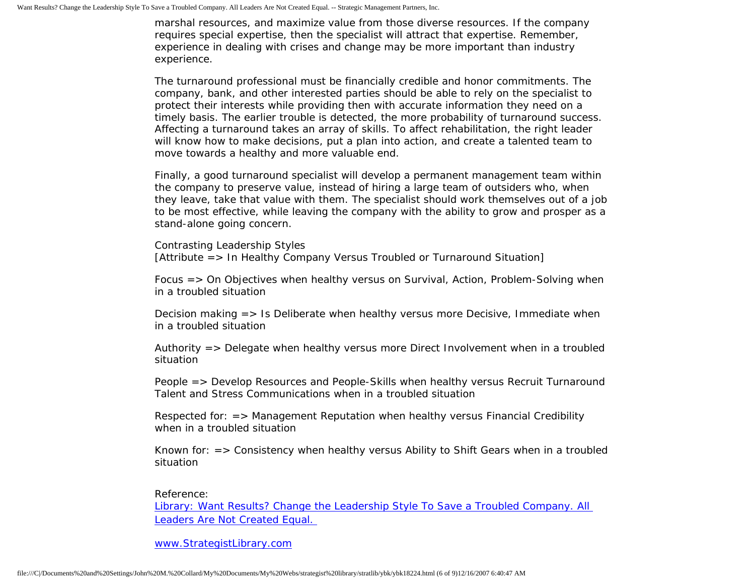marshal resources, and maximize value from those diverse resources. If the company requires special expertise, then the specialist will attract that expertise. Remember, experience in dealing with crises and change may be more important than industry experience.

The turnaround professional must be financially credible and honor commitments. The company, bank, and other interested parties should be able to rely on the specialist to protect their interests while providing then with accurate information they need on a timely basis. The earlier trouble is detected, the more probability of turnaround success. Affecting a turnaround takes an array of skills. To affect rehabilitation, the right leader will know how to make decisions, put a plan into action, and create a talented team to move towards a healthy and more valuable end.

Finally, a good turnaround specialist will develop a permanent management team within the company to preserve value, instead of hiring a large team of outsiders who, when they leave, take that value with them. The specialist should work themselves out of a job to be most effective, while leaving the company with the ability to grow and prosper as a stand-alone going concern.

Contrasting Leadership Styles
[Attribute => In Healthy Company Versus Troubled or Turnaround Situation]

Focus => On Objectives when healthy versus on Survival, Action, Problem-Solving when in a troubled situation

Decision making => Is Deliberate when healthy versus more Decisive, Immediate when in a troubled situation

Authority => Delegate when healthy versus more Direct Involvement when in a troubled situation

People => Develop Resources and People-Skills when healthy versus Recruit Turnaround Talent and Stress Communications when in a troubled situation

Respected for: => Management Reputation when healthy versus Financial Credibility when in a troubled situation

Known for: => Consistency when healthy versus Ability to Shift Gears when in a troubled situation

Reference:
[Library: Want Results? Change the Leadership Style To Save a Troubled Company. All Leaders Are Not Created Equal.]

[www.StrategistLibrary.com]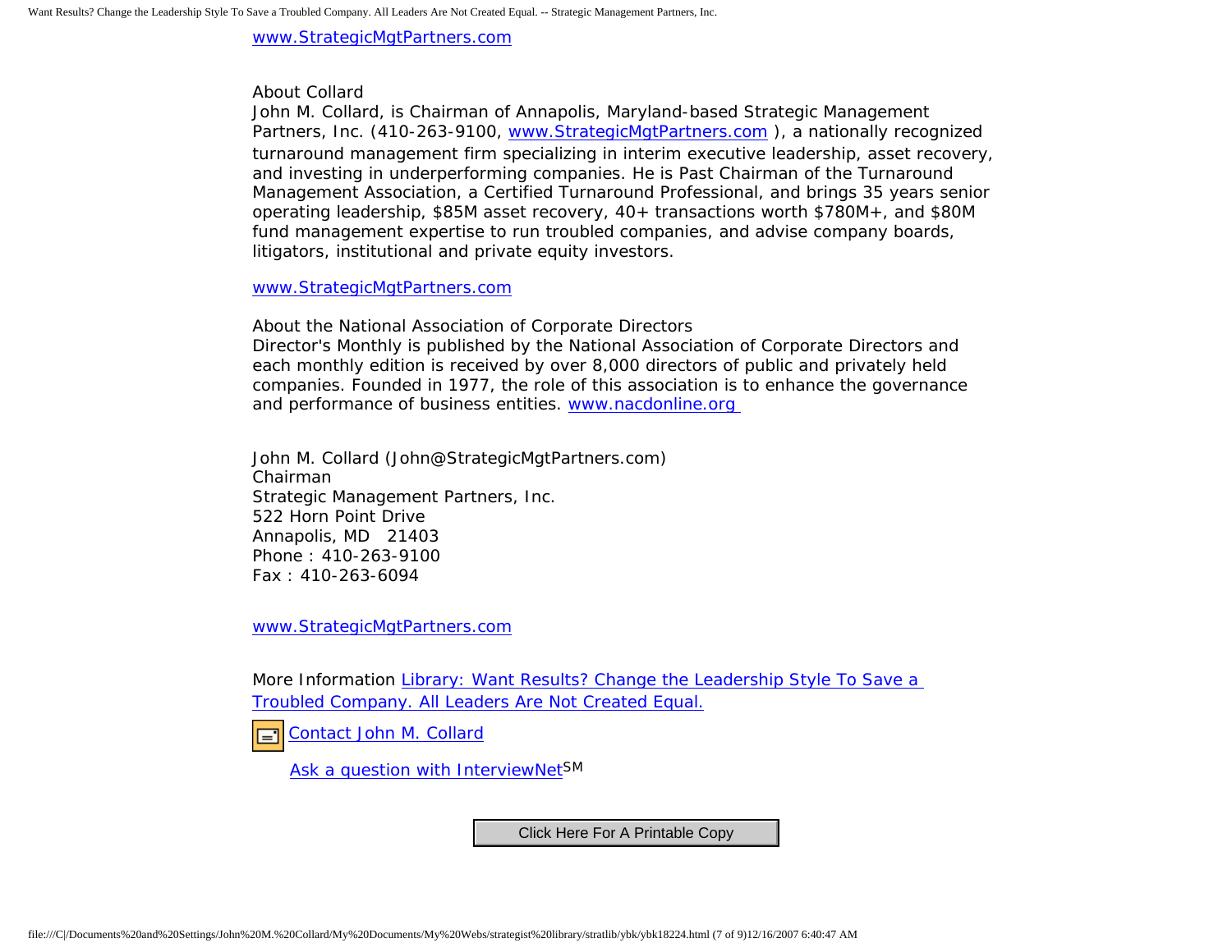www.StrategicMgtPartners.com

About Collard

John M. Collard, is Chairman of Annapolis, Maryland-based Strategic Management Partners, Inc. (410-263-9100, www.StrategicMgtPartners.com ), a nationally recognized turnaround management firm specializing in interim executive leadership, asset recovery, and investing in underperforming companies. He is Past Chairman of the Turnaround Management Association, a Certified Turnaround Professional, and brings 35 years senior operating leadership, $85M asset recovery, 40+ transactions worth $780M+, and $80M fund management expertise to run troubled companies, and advise company boards, litigators, institutional and private equity investors.

www.StrategicMgtPartners.com

About the National Association of Corporate Directors

Director's Monthly is published by the National Association of Corporate Directors and each monthly edition is received by over 8,000 directors of public and privately held companies. Founded in 1977, the role of this association is to enhance the governance and performance of business entities. www.nacdonline.org

John M. Collard (John@StrategicMgtPartners.com)
Chairman
Strategic Management Partners, Inc.
522 Horn Point Drive
Annapolis, MD 21403
Phone : 410-263-9100
Fax : 410-263-6094

www.StrategicMgtPartners.com

More Information Library: Want Results? Change the Leadership Style To Save a Troubled Company. All Leaders Are Not Created Equal.

Contact John M. Collard

Ask a question with InterviewNet SM

Click Here For A Printable Copy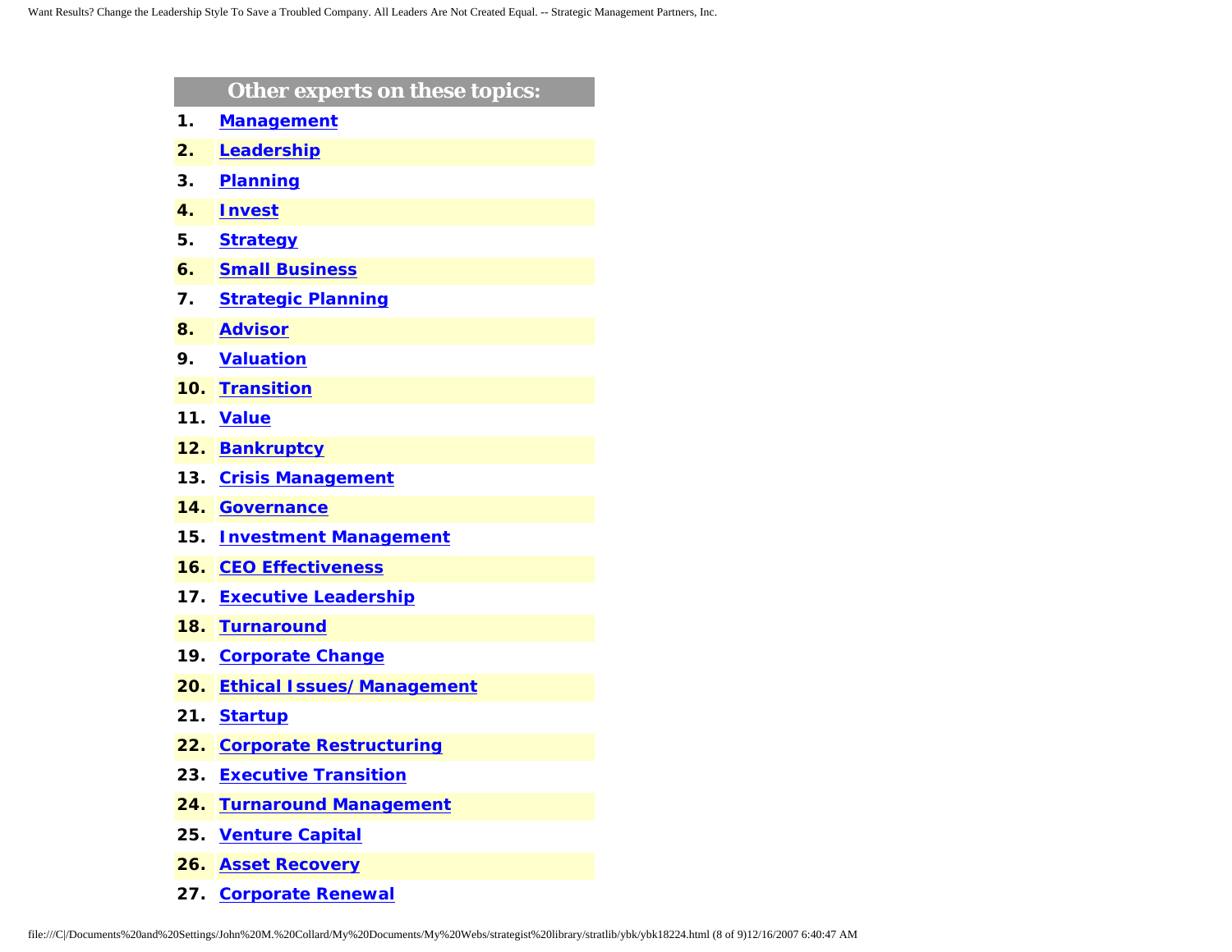## Other experts on these topics:

1. **Management**
2. **Leadership**
3. **Planning**
4. **Invest**
5. **Strategy**
6. **Small Business**
7. **Strategic Planning**
8. **Advisor**
9. **Valuation**
10. **Transition**
11. **Value**
12. **Bankruptcy**
13. **Crisis Management**
14. **Governance**
15. **Investment Management**
16. **CEO Effectiveness**
17. **Executive Leadership**
18. **Turnaround**
19. **Corporate Change**
20. **Ethical Issues/ Management**
21. **Startup**
22. **Corporate Restructuring**
23. **Executive Transition**
24. **Turnaround Management**
25. **Venture Capital**
26. **Asset Recovery**
27. **Corporate Renewal**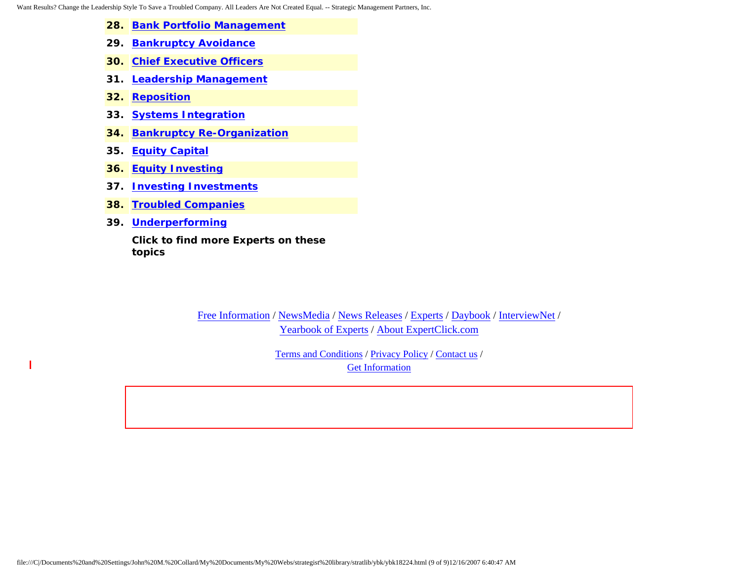28. **Bank Portfolio Management**
29. **Bankruptcy Avoidance**
30. **Chief Executive Officers**
31. **Leadership Management**
32. **Reposition**
33. **Systems Integration**
34. **Bankruptcy Re-Organization**
35. **Equity Capital**
36. **Equity Investing**
37. **Investing Investments**
38. **Troubled Companies**
39. **Underperforming**

**Click to find more Experts on these topics**

Free Information / NewsMedia / News Releases / Experts / Daybook / InterviewNet / Yearbook of Experts / About ExpertClick.com

Terms and Conditions / Privacy Policy / Contact us / Get Information